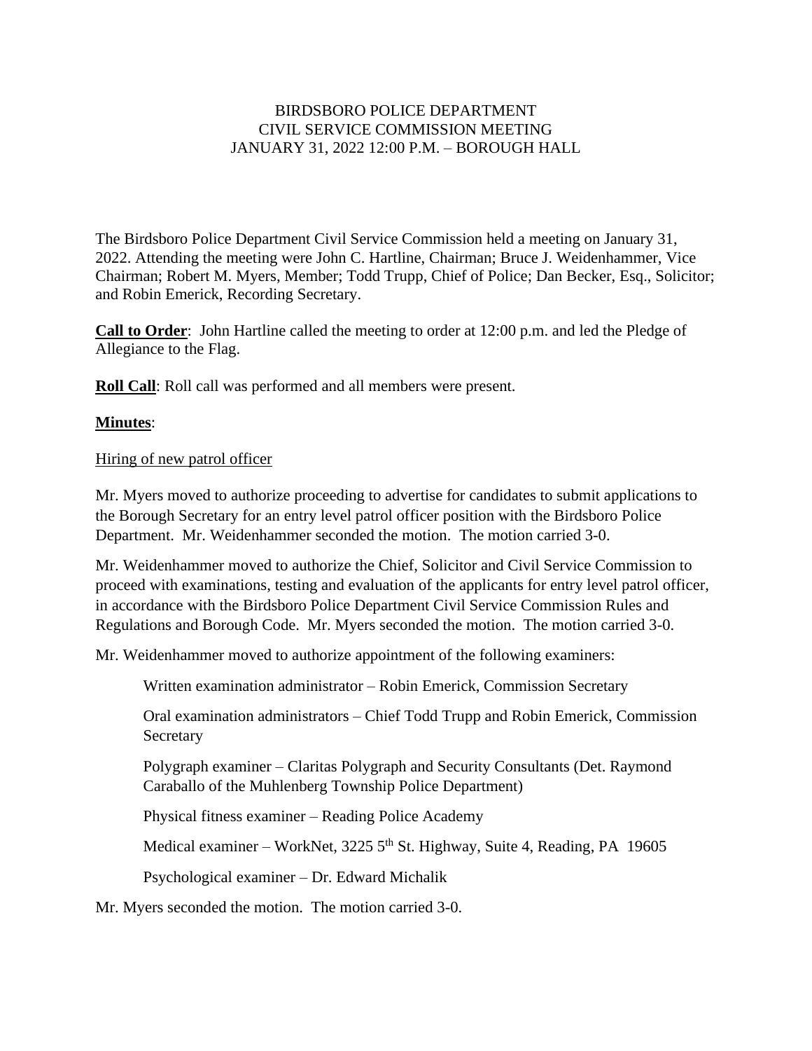# BIRDSBORO POLICE DEPARTMENT
# CIVIL SERVICE COMMISSION MEETING
# JANUARY 31, 2022 12:00 P.M. – BOROUGH HALL

The Birdsboro Police Department Civil Service Commission held a meeting on January 31, 2022. Attending the meeting were John C. Hartline, Chairman; Bruce J. Weidenhammer, Vice Chairman; Robert M. Myers, Member; Todd Trupp, Chief of Police; Dan Becker, Esq., Solicitor; and Robin Emerick, Recording Secretary.

**Call to Order**: John Hartline called the meeting to order at 12:00 p.m. and led the Pledge of Allegiance to the Flag.

**Roll Call**: Roll call was performed and all members were present.

**Minutes**:

Hiring of new patrol officer

Mr. Myers moved to authorize proceeding to advertise for candidates to submit applications to the Borough Secretary for an entry level patrol officer position with the Birdsboro Police Department. Mr. Weidenhammer seconded the motion. The motion carried 3-0.

Mr. Weidenhammer moved to authorize the Chief, Solicitor and Civil Service Commission to proceed with examinations, testing and evaluation of the applicants for entry level patrol officer, in accordance with the Birdsboro Police Department Civil Service Commission Rules and Regulations and Borough Code. Mr. Myers seconded the motion. The motion carried 3-0.

Mr. Weidenhammer moved to authorize appointment of the following examiners:

Written examination administrator – Robin Emerick, Commission Secretary

Oral examination administrators – Chief Todd Trupp and Robin Emerick, Commission Secretary

Polygraph examiner – Claritas Polygraph and Security Consultants (Det. Raymond Caraballo of the Muhlenberg Township Police Department)

Physical fitness examiner – Reading Police Academy

Medical examiner – WorkNet, 3225 5th St. Highway, Suite 4, Reading, PA 19605

Psychological examiner – Dr. Edward Michalik

Mr. Myers seconded the motion. The motion carried 3-0.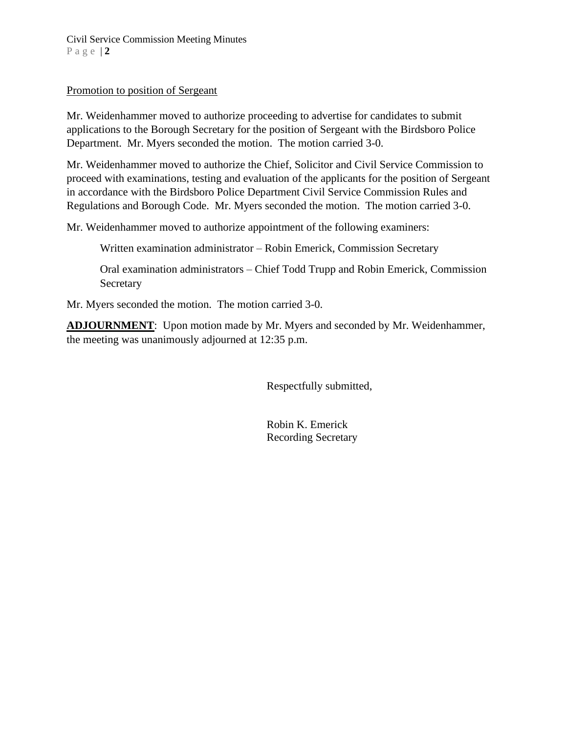Promotion to position of Sergeant

Mr. Weidenhammer moved to authorize proceeding to advertise for candidates to submit applications to the Borough Secretary for the position of Sergeant with the Birdsboro Police Department. Mr. Myers seconded the motion. The motion carried 3-0.

Mr. Weidenhammer moved to authorize the Chief, Solicitor and Civil Service Commission to proceed with examinations, testing and evaluation of the applicants for the position of Sergeant in accordance with the Birdsboro Police Department Civil Service Commission Rules and Regulations and Borough Code. Mr. Myers seconded the motion. The motion carried 3-0.

Mr. Weidenhammer moved to authorize appointment of the following examiners:

> Written examination administrator – Robin Emerick, Commission Secretary
>
> Oral examination administrators – Chief Todd Trupp and Robin Emerick, Commission Secretary

Mr. Myers seconded the motion. The motion carried 3-0.

**ADJOURNMENT**: Upon motion made by Mr. Myers and seconded by Mr. Weidenhammer, the meeting was unanimously adjourned at 12:35 p.m.

Respectfully submitted,

Robin K. Emerick
Recording Secretary